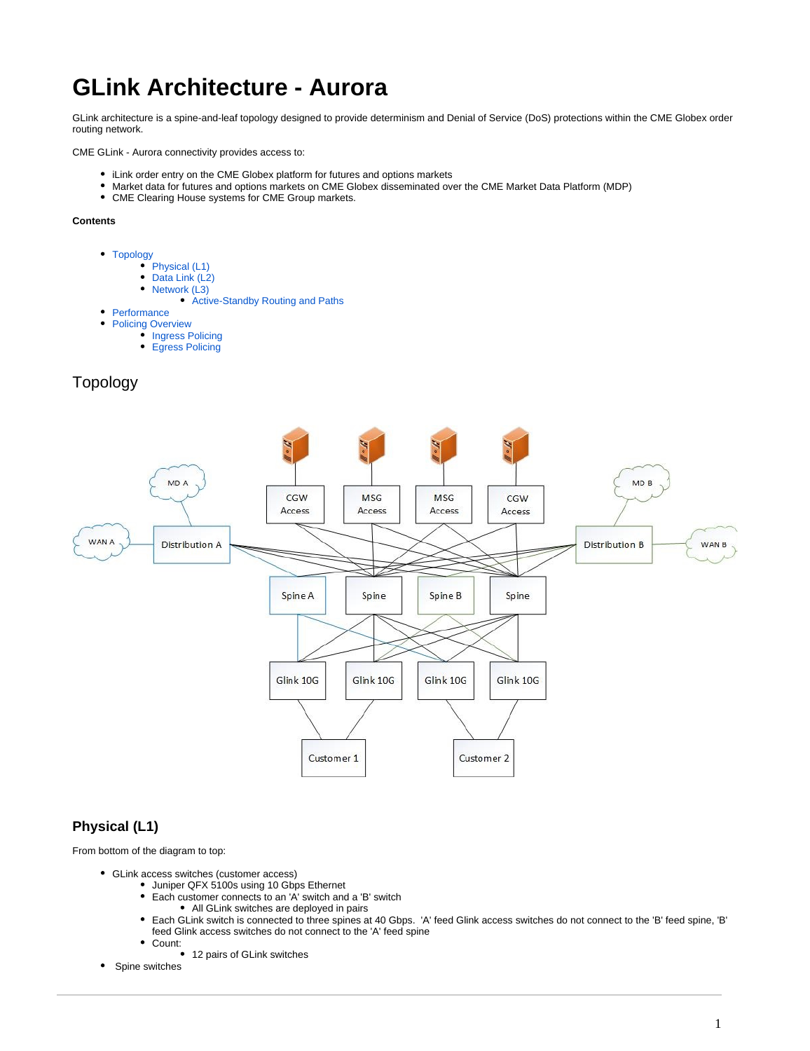# GLink Architecture - Aurora

GLink architecture is a spine-and-leaf topology designed to provide determinism and Denial of Service (DoS) protections within the CME Globex order routing network.

CME GLink - Aurora connectivity provides access to:

- iLink order entry on the CME Globex platform for futures and options markets
- Market data for futures and options markets on CME Globex disseminated over the CME Market Data Platform (MDP)
- CME Clearing House systems for CME Group markets.

**Contents**

- Topology
    - Physical (L1)
    - Data Link (L2)
    - Network (L3)
        - Active-Standby Routing and Paths
- Performance
- Policing Overview
    - Ingress Policing
    - Egress Policing

## Topology

### Physical (L1)

From bottom of the diagram to top:

- GLink access switches (customer access)
    - Juniper QFX 5100s using 10 Gbps Ethernet
    - Each customer connects to an 'A' switch and a 'B' switch
        - All GLink switches are deployed in pairs
    - Each GLink switch is connected to three spines at 40 Gbps. 'A' feed Glink access switches do not connect to the 'B' feed spine, 'B' feed Glink access switches do not connect to the 'A' feed spine
    - Count:
        - 12 pairs of GLink switches
- Spine switches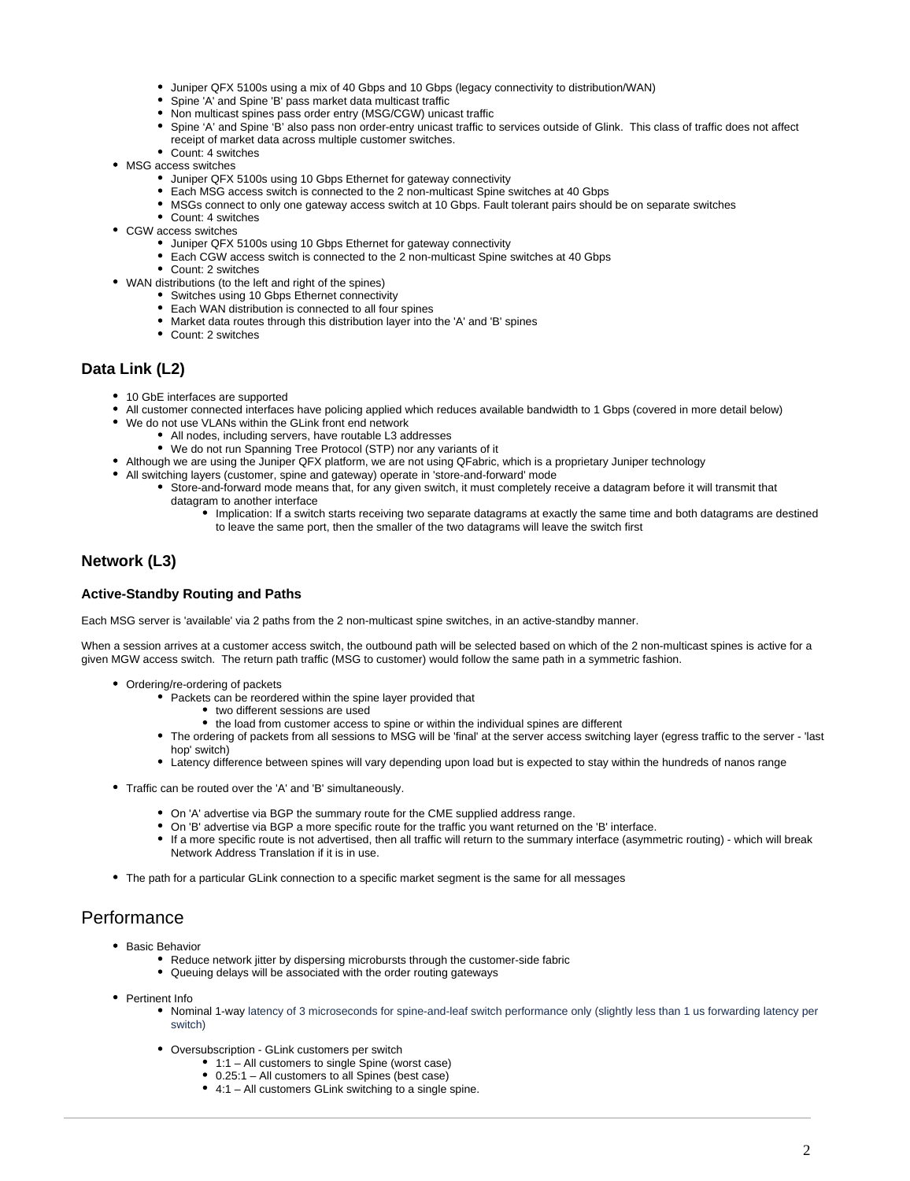- Juniper QFX 5100s using a mix of 40 Gbps and 10 Gbps (legacy connectivity to distribution/WAN)
    - Spine 'A' and Spine 'B' pass market data multicast traffic
    - Non multicast spines pass order entry (MSG/CGW) unicast traffic
    - Spine 'A' and Spine 'B' also pass non order-entry unicast traffic to services outside of Glink. This class of traffic does not affect receipt of market data across multiple customer switches.
    - Count: 4 switches
- MSG access switches
    - Juniper QFX 5100s using 10 Gbps Ethernet for gateway connectivity
    - Each MSG access switch is connected to the 2 non-multicast Spine switches at 40 Gbps
    - MSGs connect to only one gateway access switch at 10 Gbps. Fault tolerant pairs should be on separate switches
    - Count: 4 switches
- CGW access switches
    - Juniper QFX 5100s using 10 Gbps Ethernet for gateway connectivity
    - Each CGW access switch is connected to the 2 non-multicast Spine switches at 40 Gbps
    - Count: 2 switches
- WAN distributions (to the left and right of the spines)
    - Switches using 10 Gbps Ethernet connectivity
    - Each WAN distribution is connected to all four spines
    - Market data routes through this distribution layer into the 'A' and 'B' spines
    - Count: 2 switches

### Data Link (L2)

- 10 GbE interfaces are supported
- All customer connected interfaces have policing applied which reduces available bandwidth to 1 Gbps (covered in more detail below)
- We do not use VLANs within the GLink front end network
    - All nodes, including servers, have routable L3 addresses
    - We do not run Spanning Tree Protocol (STP) nor any variants of it
- Although we are using the Juniper QFX platform, we are not using QFabric, which is a proprietary Juniper technology
- All switching layers (customer, spine and gateway) operate in 'store-and-forward' mode
    - Store-and-forward mode means that, for any given switch, it must completely receive a datagram before it will transmit that datagram to another interface
        - Implication: If a switch starts receiving two separate datagrams at exactly the same time and both datagrams are destined to leave the same port, then the smaller of the two datagrams will leave the switch first

### Network (L3)

#### Active-Standby Routing and Paths

Each MSG server is 'available' via 2 paths from the 2 non-multicast spine switches, in an active-standby manner.

When a session arrives at a customer access switch, the outbound path will be selected based on which of the 2 non-multicast spines is active for a given MGW access switch. The return path traffic (MSG to customer) would follow the same path in a symmetric fashion.

- Ordering/re-ordering of packets
    - Packets can be reordered within the spine layer provided that
        - two different sessions are used
        - the load from customer access to spine or within the individual spines are different
    - The ordering of packets from all sessions to MSG will be 'final' at the server access switching layer (egress traffic to the server - 'last hop' switch)
    - Latency difference between spines will vary depending upon load but is expected to stay within the hundreds of nanos range
- Traffic can be routed over the 'A' and 'B' simultaneously.
    - On 'A' advertise via BGP the summary route for the CME supplied address range.
    - On 'B' advertise via BGP a more specific route for the traffic you want returned on the 'B' interface.
    - If a more specific route is not advertised, then all traffic will return to the summary interface (asymmetric routing) - which will break Network Address Translation if it is in use.
- The path for a particular GLink connection to a specific market segment is the same for all messages

## Performance

- Basic Behavior
    - Reduce network jitter by dispersing microbursts through the customer-side fabric
    - Queuing delays will be associated with the order routing gateways
- Pertinent Info
    - Nominal 1-way latency of 3 microseconds for spine-and-leaf switch performance only (slightly less than 1 us forwarding latency per switch)
    - Oversubscription - GLink customers per switch
        - 1:1 – All customers to single Spine (worst case)
        - 0.25:1 – All customers to all Spines (best case)
        - 4:1 – All customers GLink switching to a single spine.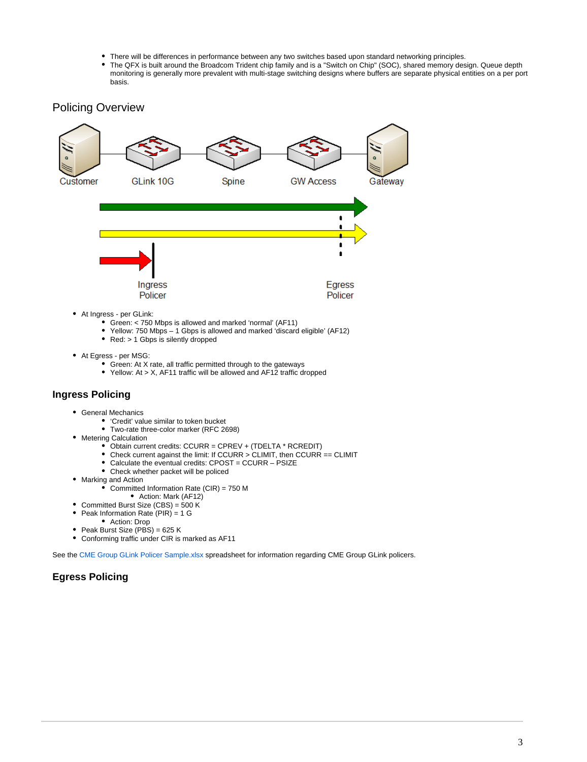- There will be differences in performance between any two switches based upon standard networking principles.
- The QFX is built around the Broadcom Trident chip family and is a "Switch on Chip" (SOC), shared memory design. Queue depth monitoring is generally more prevalent with multi-stage switching designs where buffers are separate physical entities on a per port basis.

## Policing Overview

- At Ingress - per GLink:
  - Green: < 750 Mbps is allowed and marked 'normal' (AF11)
  - Yellow: 750 Mbps – 1 Gbps is allowed and marked 'discard eligible' (AF12)
  - Red: > 1 Gbps is silently dropped
- At Egress - per MSG:
  - Green: At X rate, all traffic permitted through to the gateways
  - Yellow: At > X, AF11 traffic will be allowed and AF12 traffic dropped

### Ingress Policing

- General Mechanics
  - 'Credit' value similar to token bucket
  - Two-rate three-color marker (RFC 2698)
- Metering Calculation
  - Obtain current credits: CCURR = CPREV + (TDELTA * RCREDIT)
  - Check current against the limit: If CCURR > CLIMIT, then CCURR == CLIMIT
  - Calculate the eventual credits: CPOST = CCURR – PSIZE
  - Check whether packet will be policed
- Marking and Action
  - Committed Information Rate (CIR) = 750 M
    - Action: Mark (AF12)
- Committed Burst Size (CBS) = 500 K
- Peak Information Rate (PIR) = 1 G
  - Action: Drop
- Peak Burst Size (PBS) = 625 K
- Conforming traffic under CIR is marked as AF11

See the CME Group GLink Policer Sample.xlsx spreadsheet for information regarding CME Group GLink policers.

### Egress Policing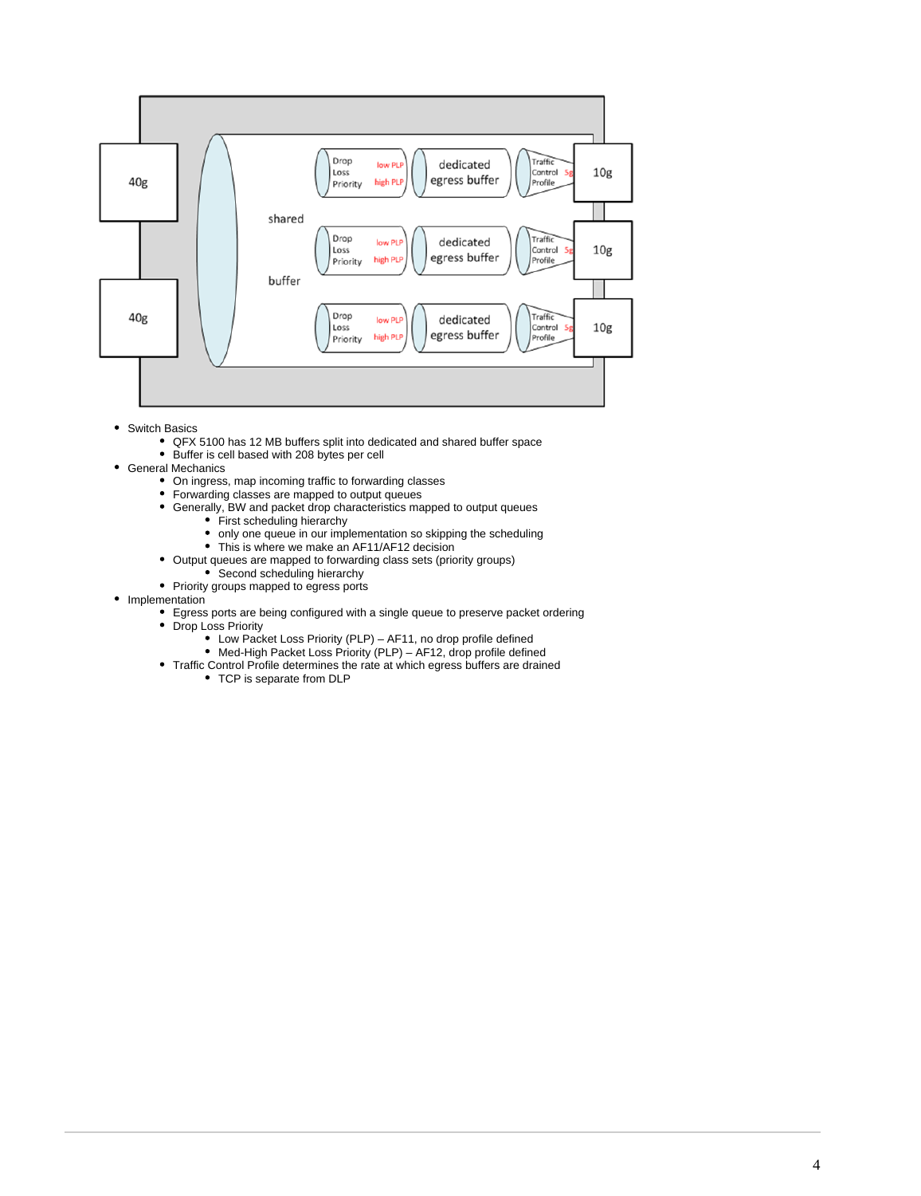40g

40g

shared

buffer

Drop Loss Priority

low PLP

high PLP

dedicated egress buffer

Traffic Control Profile

5g

10g

10g

10g

- Switch Basics
  - QFX 5100 has 12 MB buffers split into dedicated and shared buffer space
  - Buffer is cell based with 208 bytes per cell
- General Mechanics
  - On ingress, map incoming traffic to forwarding classes
  - Forwarding classes are mapped to output queues
  - Generally, BW and packet drop characteristics mapped to output queues
    - First scheduling hierarchy
    - only one queue in our implementation so skipping the scheduling
    - This is where we make an AF11/AF12 decision
  - Output queues are mapped to forwarding class sets (priority groups)
    - Second scheduling hierarchy
  - Priority groups mapped to egress ports
- Implementation
  - Egress ports are being configured with a single queue to preserve packet ordering
  - Drop Loss Priority
    - Low Packet Loss Priority (PLP) – AF11, no drop profile defined
    - Med-High Packet Loss Priority (PLP) – AF12, drop profile defined
  - Traffic Control Profile determines the rate at which egress buffers are drained
    - TCP is separate from DLP